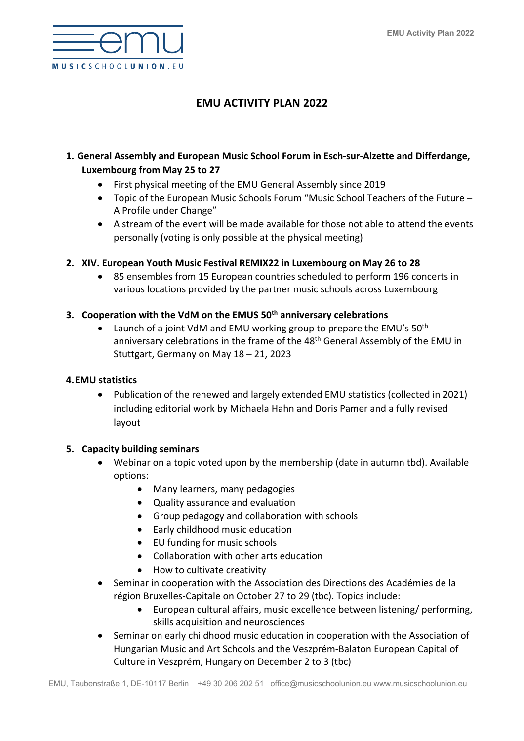# EMU ACTIVITY PLAN 2022

1. **General Assembly and European Music School Forum in Esch-sur-Alzette and Differdange, Luxembourg from May 25 to 27**
   - First physical meeting of the EMU General Assembly since 2019
   - Topic of the European Music Schools Forum “Music School Teachers of the Future – A Profile under Change”
   - A stream of the event will be made available for those not able to attend the events personally (voting is only possible at the physical meeting)

2. **XIV. European Youth Music Festival REMIX22 in Luxembourg on May 26 to 28**
   - 85 ensembles from 15 European countries scheduled to perform 196 concerts in various locations provided by the partner music schools across Luxembourg

3. **Cooperation with the VdM on the EMUS 50th anniversary celebrations**
   - Launch of a joint VdM and EMU working group to prepare the EMU’s 50th anniversary celebrations in the frame of the 48th General Assembly of the EMU in Stuttgart, Germany on May 18 – 21, 2023

4. **EMU statistics**
   - Publication of the renewed and largely extended EMU statistics (collected in 2021) including editorial work by Michaela Hahn and Doris Pamer and a fully revised layout

5. **Capacity building seminars**
   - Webinar on a topic voted upon by the membership (date in autumn tbd). Available options:
     - Many learners, many pedagogies
     - Quality assurance and evaluation
     - Group pedagogy and collaboration with schools
     - Early childhood music education
     - EU funding for music schools
     - Collaboration with other arts education
     - How to cultivate creativity
   - Seminar in cooperation with the Association des Directions des Académies de la région Bruxelles-Capitale on October 27 to 29 (tbc). Topics include:
     - European cultural affairs, music excellence between listening/ performing, skills acquisition and neurosciences
   - Seminar on early childhood music education in cooperation with the Association of Hungarian Music and Art Schools and the Veszprém-Balaton European Capital of Culture in Veszprém, Hungary on December 2 to 3 (tbc)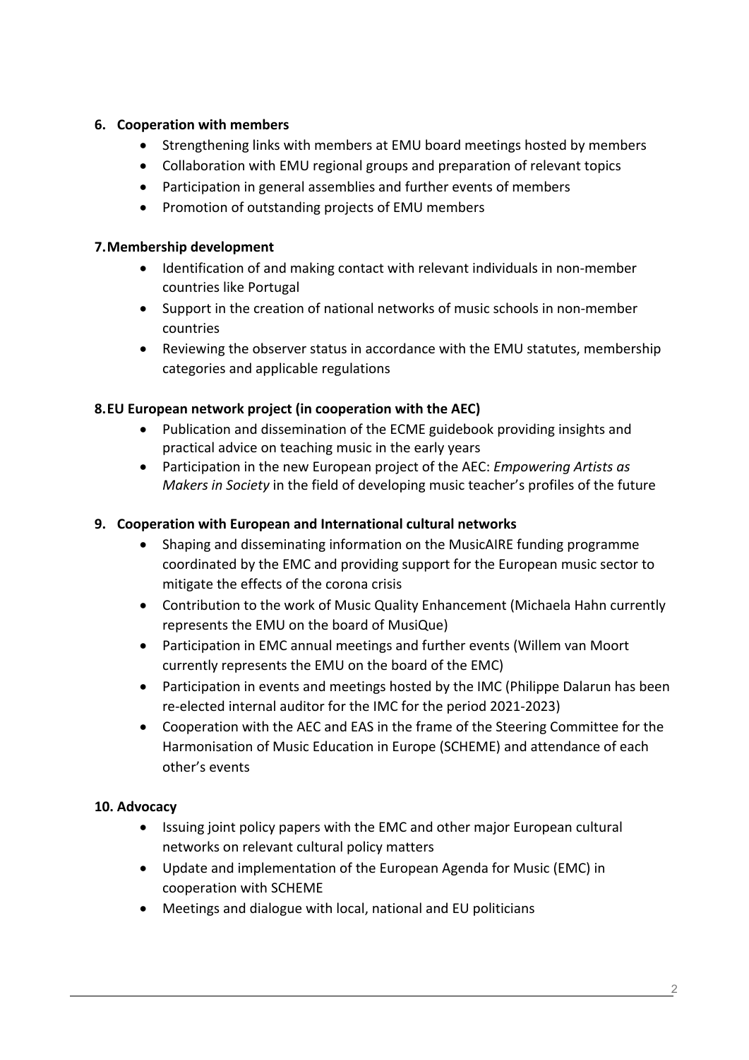**6. Cooperation with members**

- Strengthening links with members at EMU board meetings hosted by members
- Collaboration with EMU regional groups and preparation of relevant topics
- Participation in general assemblies and further events of members
- Promotion of outstanding projects of EMU members

**7. Membership development**

- Identification of and making contact with relevant individuals in non-member countries like Portugal
- Support in the creation of national networks of music schools in non-member countries
- Reviewing the observer status in accordance with the EMU statutes, membership categories and applicable regulations

**8. EU European network project (in cooperation with the AEC)**

- Publication and dissemination of the ECME guidebook providing insights and practical advice on teaching music in the early years
- Participation in the new European project of the AEC: *Empowering Artists as Makers in Society* in the field of developing music teacher's profiles of the future

**9. Cooperation with European and International cultural networks**

- Shaping and disseminating information on the MusicAIRE funding programme coordinated by the EMC and providing support for the European music sector to mitigate the effects of the corona crisis
- Contribution to the work of Music Quality Enhancement (Michaela Hahn currently represents the EMU on the board of MusiQue)
- Participation in EMC annual meetings and further events (Willem van Moort currently represents the EMU on the board of the EMC)
- Participation in events and meetings hosted by the IMC (Philippe Dalarun has been re-elected internal auditor for the IMC for the period 2021-2023)
- Cooperation with the AEC and EAS in the frame of the Steering Committee for the Harmonisation of Music Education in Europe (SCHEME) and attendance of each other's events

**10. Advocacy**

- Issuing joint policy papers with the EMC and other major European cultural networks on relevant cultural policy matters
- Update and implementation of the European Agenda for Music (EMC) in cooperation with SCHEME
- Meetings and dialogue with local, national and EU politicians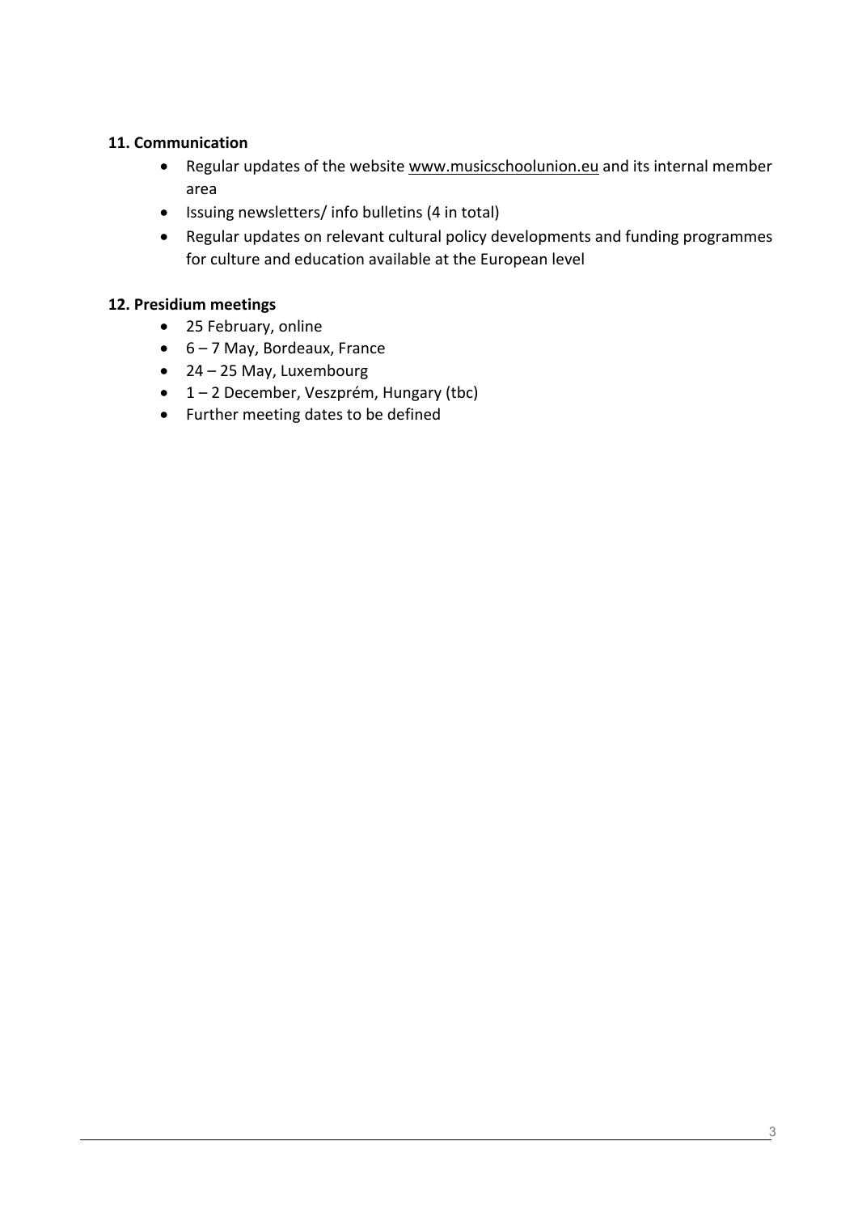**11. Communication**

- Regular updates of the website www.musicschoolunion.eu and its internal member area
- Issuing newsletters/ info bulletins (4 in total)
- Regular updates on relevant cultural policy developments and funding programmes for culture and education available at the European level

**12. Presidium meetings**

- 25 February, online
- 6 – 7 May, Bordeaux, France
- 24 – 25 May, Luxembourg
- 1 – 2 December, Veszprém, Hungary (tbc)
- Further meeting dates to be defined